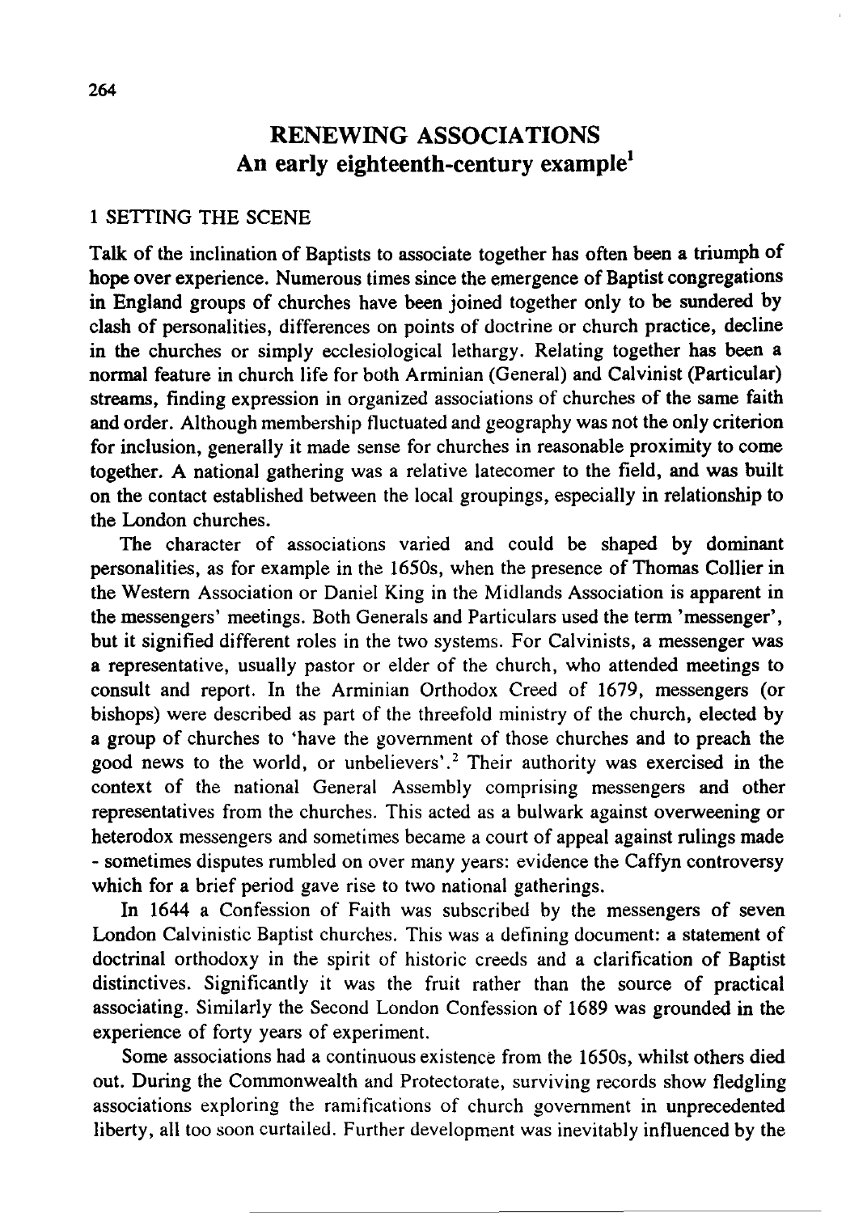# RENEWING ASSOCIATIONS
## An early eighteenth-century example[1]

### 1 SETTING THE SCENE

Talk of the inclination of Baptists to associate together has often been a triumph of hope over experience. Numerous times since the emergence of Baptist congregations in England groups of churches have been joined together only to be sundered by clash of personalities, differences on points of doctrine or church practice, decline in the churches or simply ecclesiological lethargy. Relating together has been a normal feature in church life for both Arminian (General) and Calvinist (Particular) streams, finding expression in organized associations of churches of the same faith and order. Although membership fluctuated and geography was not the only criterion for inclusion, generally it made sense for churches in reasonable proximity to come together. A national gathering was a relative latecomer to the field, and was built on the contact established between the local groupings, especially in relationship to the London churches.

The character of associations varied and could be shaped by dominant personalities, as for example in the 1650s, when the presence of Thomas Collier in the Western Association or Daniel King in the Midlands Association is apparent in the messengers' meetings. Both Generals and Particulars used the term 'messenger', but it signified different roles in the two systems. For Calvinists, a messenger was a representative, usually pastor or elder of the church, who attended meetings to consult and report. In the Arminian Orthodox Creed of 1679, messengers (or bishops) were described as part of the threefold ministry of the church, elected by a group of churches to 'have the government of those churches and to preach the good news to the world, or unbelievers'.[2] Their authority was exercised in the context of the national General Assembly comprising messengers and other representatives from the churches. This acted as a bulwark against overweening or heterodox messengers and sometimes became a court of appeal against rulings made - sometimes disputes rumbled on over many years: evidence the Caffyn controversy which for a brief period gave rise to two national gatherings.

In 1644 a Confession of Faith was subscribed by the messengers of seven London Calvinistic Baptist churches. This was a defining document: a statement of doctrinal orthodoxy in the spirit of historic creeds and a clarification of Baptist distinctives. Significantly it was the fruit rather than the source of practical associating. Similarly the Second London Confession of 1689 was grounded in the experience of forty years of experiment.

Some associations had a continuous existence from the 1650s, whilst others died out. During the Commonwealth and Protectorate, surviving records show fledgling associations exploring the ramifications of church government in unprecedented liberty, all too soon curtailed. Further development was inevitably influenced by the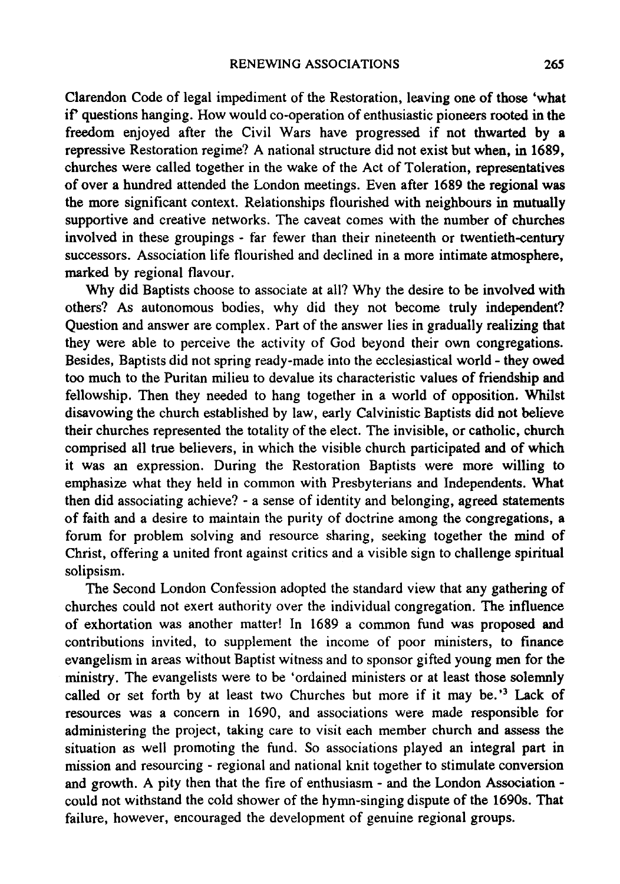Clarendon Code of legal impediment of the Restoration, leaving one of those 'what if' questions hanging. How would co-operation of enthusiastic pioneers rooted in the freedom enjoyed after the Civil Wars have progressed if not thwarted by a repressive Restoration regime? A national structure did not exist but when, in 1689, churches were called together in the wake of the Act of Toleration, representatives of over a hundred attended the London meetings. Even after 1689 the regional was the more significant context. Relationships flourished with neighbours in mutually supportive and creative networks. The caveat comes with the number of churches involved in these groupings - far fewer than their nineteenth or twentieth-century successors. Association life flourished and declined in a more intimate atmosphere, marked by regional flavour.

Why did Baptists choose to associate at all? Why the desire to be involved with others? As autonomous bodies, why did they not become truly independent? Question and answer are complex. Part of the answer lies in gradually realizing that they were able to perceive the activity of God beyond their own congregations. Besides, Baptists did not spring ready-made into the ecclesiastical world - they owed too much to the Puritan milieu to devalue its characteristic values of friendship and fellowship. Then they needed to hang together in a world of opposition. Whilst disavowing the church established by law, early Calvinistic Baptists did not believe their churches represented the totality of the elect. The invisible, or catholic, church comprised all true believers, in which the visible church participated and of which it was an expression. During the Restoration Baptists were more willing to emphasize what they held in common with Presbyterians and Independents. What then did associating achieve? - a sense of identity and belonging, agreed statements of faith and a desire to maintain the purity of doctrine among the congregations, a forum for problem solving and resource sharing, seeking together the mind of Christ, offering a united front against critics and a visible sign to challenge spiritual solipsism.

The Second London Confession adopted the standard view that any gathering of churches could not exert authority over the individual congregation. The influence of exhortation was another matter! In 1689 a common fund was proposed and contributions invited, to supplement the income of poor ministers, to finance evangelism in areas without Baptist witness and to sponsor gifted young men for the ministry. The evangelists were to be 'ordained ministers or at least those solemnly called or set forth by at least two Churches but more if it may be.'[3] Lack of resources was a concern in 1690, and associations were made responsible for administering the project, taking care to visit each member church and assess the situation as well promoting the fund. So associations played an integral part in mission and resourcing - regional and national knit together to stimulate conversion and growth. A pity then that the fire of enthusiasm - and the London Association - could not withstand the cold shower of the hymn-singing dispute of the 1690s. That failure, however, encouraged the development of genuine regional groups.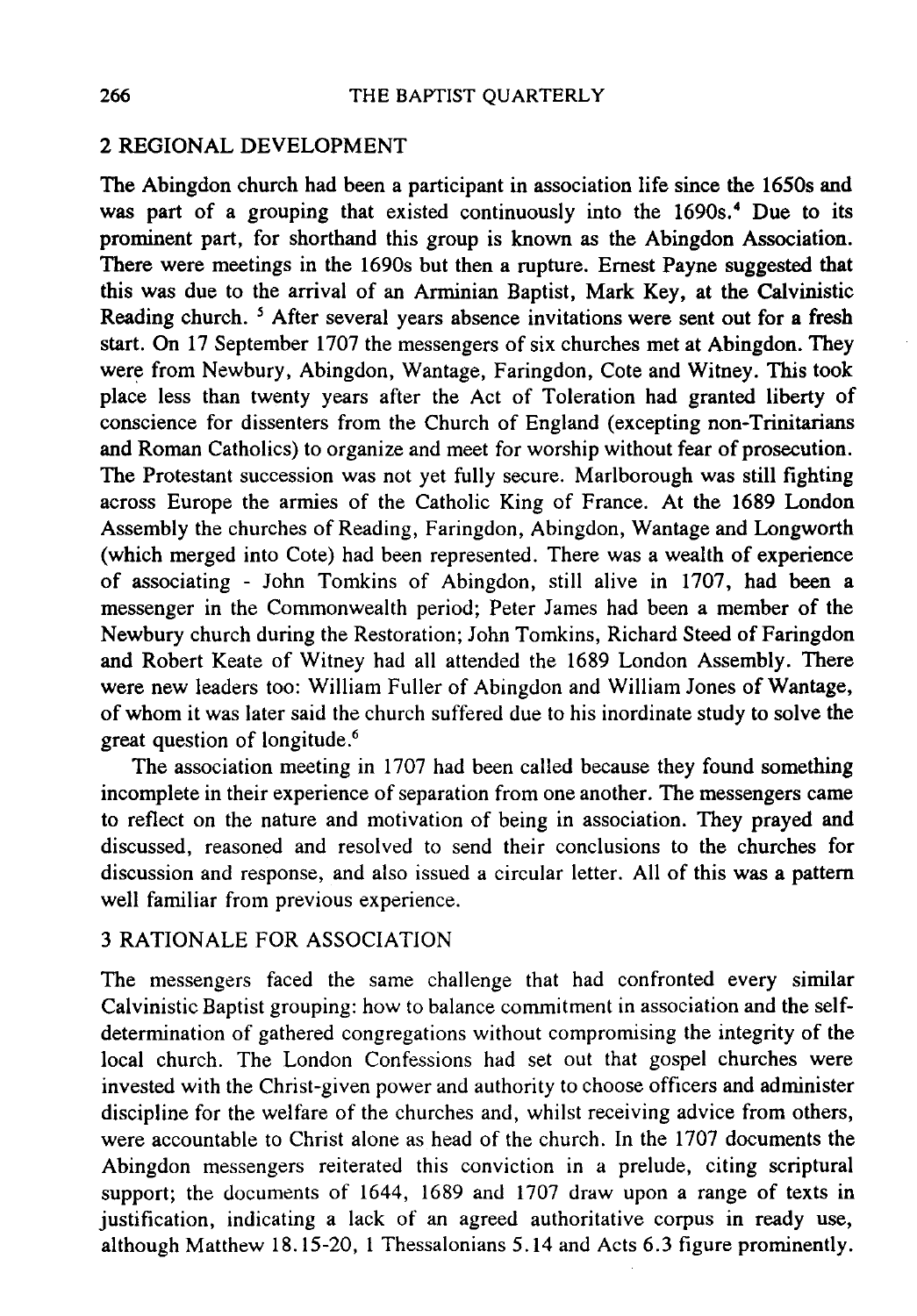## 2 REGIONAL DEVELOPMENT

The Abingdon church had been a participant in association life since the 1650s and was part of a grouping that existed continuously into the 1690s.[4] Due to its prominent part, for shorthand this group is known as the Abingdon Association. There were meetings in the 1690s but then a rupture. Ernest Payne suggested that this was due to the arrival of an Arminian Baptist, Mark Key, at the Calvinistic Reading church.[5] After several years absence invitations were sent out for a fresh start. On 17 September 1707 the messengers of six churches met at Abingdon. They were from Newbury, Abingdon, Wantage, Faringdon, Cote and Witney. This took place less than twenty years after the Act of Toleration had granted liberty of conscience for dissenters from the Church of England (excepting non-Trinitarians and Roman Catholics) to organize and meet for worship without fear of prosecution. The Protestant succession was not yet fully secure. Marlborough was still fighting across Europe the armies of the Catholic King of France. At the 1689 London Assembly the churches of Reading, Faringdon, Abingdon, Wantage and Longworth (which merged into Cote) had been represented. There was a wealth of experience of associating - John Tomkins of Abingdon, still alive in 1707, had been a messenger in the Commonwealth period; Peter James had been a member of the Newbury church during the Restoration; John Tomkins, Richard Steed of Faringdon and Robert Keate of Witney had all attended the 1689 London Assembly. There were new leaders too: William Fuller of Abingdon and William Jones of Wantage, of whom it was later said the church suffered due to his inordinate study to solve the great question of longitude.[6]

The association meeting in 1707 had been called because they found something incomplete in their experience of separation from one another. The messengers came to reflect on the nature and motivation of being in association. They prayed and discussed, reasoned and resolved to send their conclusions to the churches for discussion and response, and also issued a circular letter. All of this was a pattern well familiar from previous experience.

## 3 RATIONALE FOR ASSOCIATION

The messengers faced the same challenge that had confronted every similar Calvinistic Baptist grouping: how to balance commitment in association and the self-determination of gathered congregations without compromising the integrity of the local church. The London Confessions had set out that gospel churches were invested with the Christ-given power and authority to choose officers and administer discipline for the welfare of the churches and, whilst receiving advice from others, were accountable to Christ alone as head of the church. In the 1707 documents the Abingdon messengers reiterated this conviction in a prelude, citing scriptural support; the documents of 1644, 1689 and 1707 draw upon a range of texts in justification, indicating a lack of an agreed authoritative corpus in ready use, although Matthew 18.15-20, 1 Thessalonians 5.14 and Acts 6.3 figure prominently.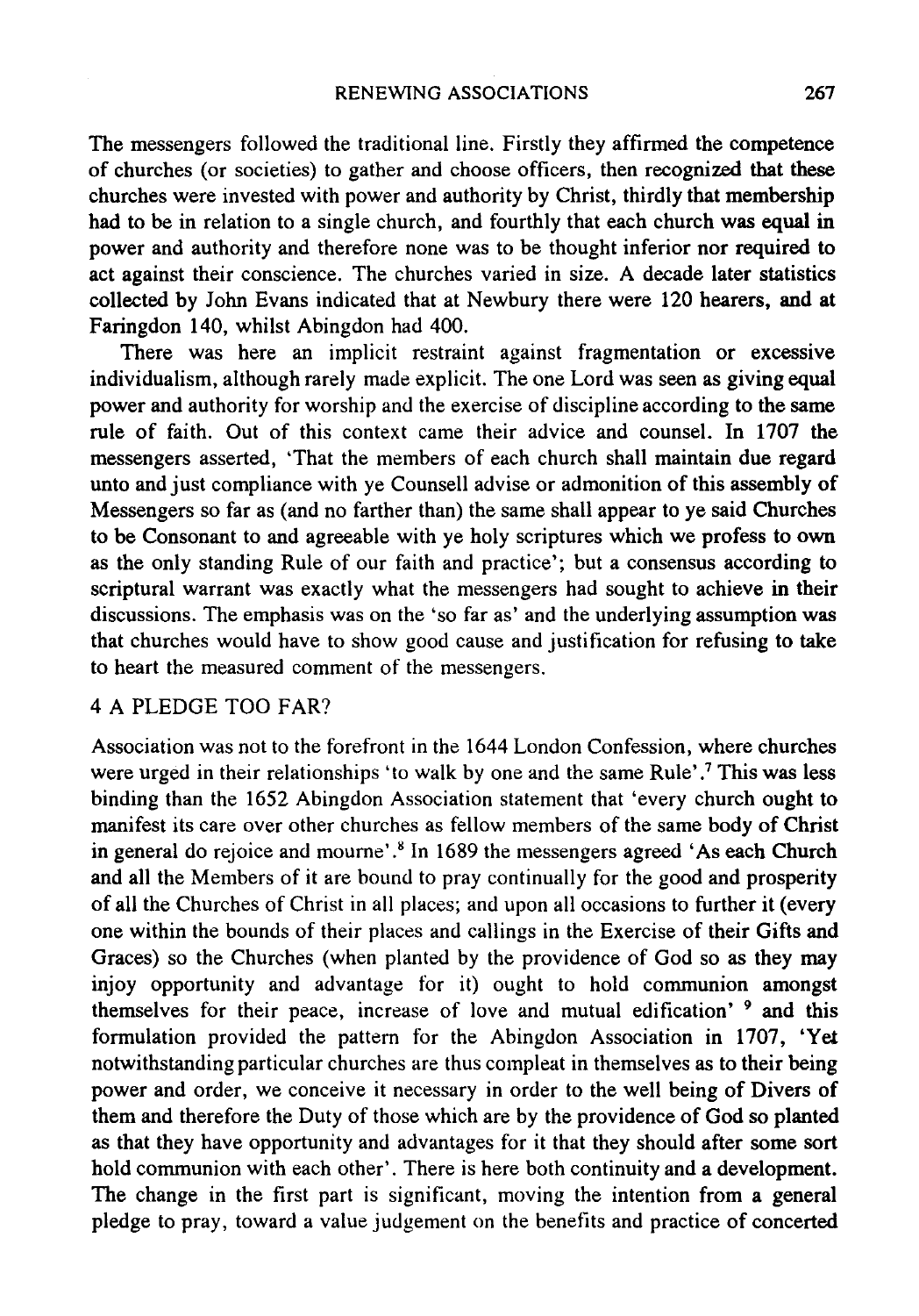The messengers followed the traditional line. Firstly they affirmed the competence of churches (or societies) to gather and choose officers, then recognized that these churches were invested with power and authority by Christ, thirdly that membership had to be in relation to a single church, and fourthly that each church was equal in power and authority and therefore none was to be thought inferior nor required to act against their conscience. The churches varied in size. A decade later statistics collected by John Evans indicated that at Newbury there were 120 hearers, and at Faringdon 140, whilst Abingdon had 400.

There was here an implicit restraint against fragmentation or excessive individualism, although rarely made explicit. The one Lord was seen as giving equal power and authority for worship and the exercise of discipline according to the same rule of faith. Out of this context came their advice and counsel. In 1707 the messengers asserted, 'That the members of each church shall maintain due regard unto and just compliance with ye Counsell advise or admonition of this assembly of Messengers so far as (and no farther than) the same shall appear to ye said Churches to be Consonant to and agreeable with ye holy scriptures which we profess to own as the only standing Rule of our faith and practice'; but a consensus according to scriptural warrant was exactly what the messengers had sought to achieve in their discussions. The emphasis was on the 'so far as' and the underlying assumption was that churches would have to show good cause and justification for refusing to take to heart the measured comment of the messengers.

## 4 A PLEDGE TOO FAR?

Association was not to the forefront in the 1644 London Confession, where churches were urged in their relationships 'to walk by one and the same Rule'.[7] This was less binding than the 1652 Abingdon Association statement that 'every church ought to manifest its care over other churches as fellow members of the same body of Christ in general do rejoice and mourne'.[8] In 1689 the messengers agreed 'As each Church and all the Members of it are bound to pray continually for the good and prosperity of all the Churches of Christ in all places; and upon all occasions to further it (every one within the bounds of their places and callings in the Exercise of their Gifts and Graces) so the Churches (when planted by the providence of God so as they may injoy opportunity and advantage for it) ought to hold communion amongst themselves for their peace, increase of love and mutual edification' [9] and this formulation provided the pattern for the Abingdon Association in 1707, 'Yet notwithstanding particular churches are thus compleat in themselves as to their being power and order, we conceive it necessary in order to the well being of Divers of them and therefore the Duty of those which are by the providence of God so planted as that they have opportunity and advantages for it that they should after some sort hold communion with each other'. There is here both continuity and a development. The change in the first part is significant, moving the intention from a general pledge to pray, toward a value judgement on the benefits and practice of concerted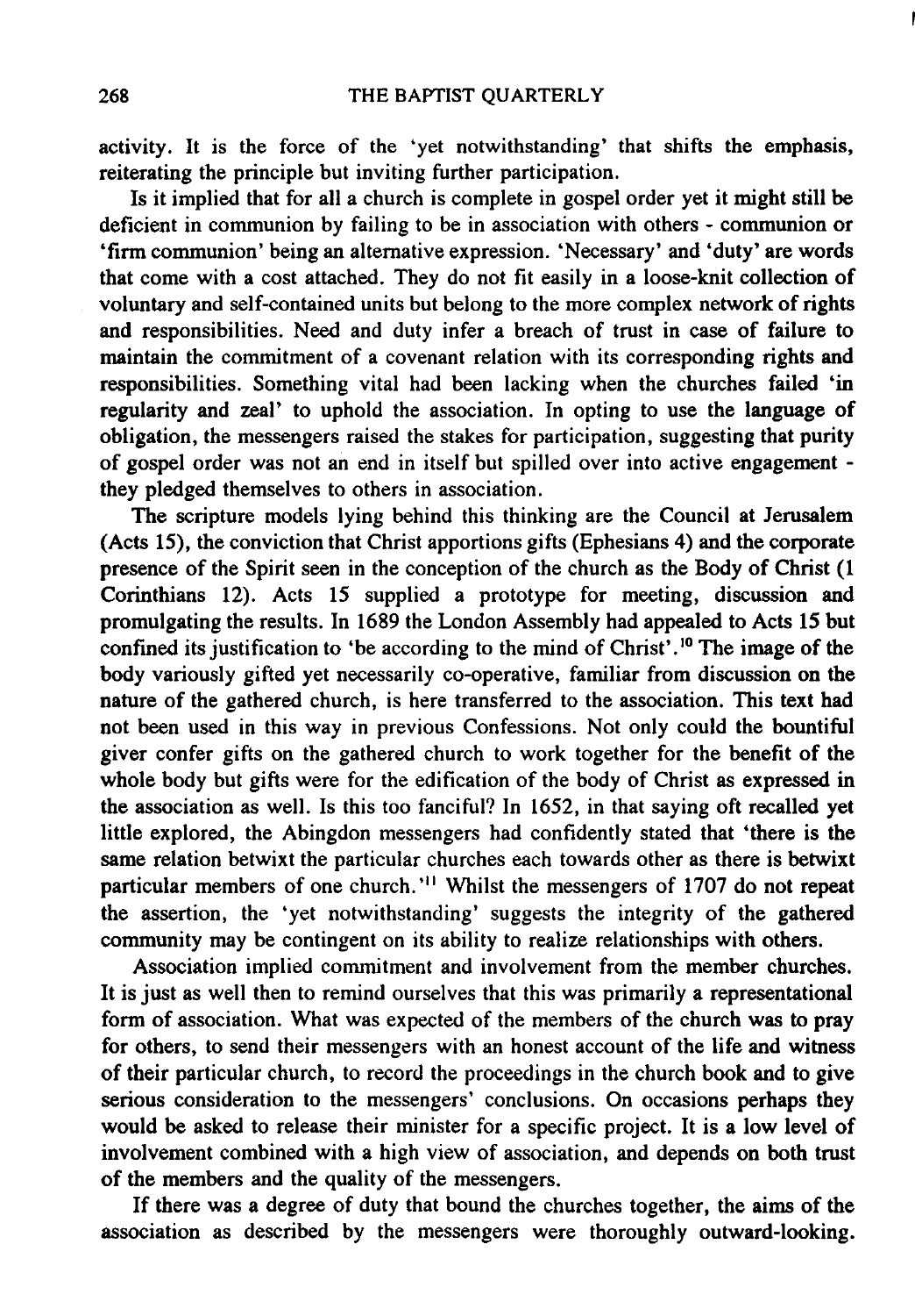activity. It is the force of the 'yet notwithstanding' that shifts the emphasis, reiterating the principle but inviting further participation.

Is it implied that for all a church is complete in gospel order yet it might still be deficient in communion by failing to be in association with others - communion or 'firm communion' being an alternative expression. 'Necessary' and 'duty' are words that come with a cost attached. They do not fit easily in a loose-knit collection of voluntary and self-contained units but belong to the more complex network of rights and responsibilities. Need and duty infer a breach of trust in case of failure to maintain the commitment of a covenant relation with its corresponding rights and responsibilities. Something vital had been lacking when the churches failed 'in regularity and zeal' to uphold the association. In opting to use the language of obligation, the messengers raised the stakes for participation, suggesting that purity of gospel order was not an end in itself but spilled over into active engagement - they pledged themselves to others in association.

The scripture models lying behind this thinking are the Council at Jerusalem (Acts 15), the conviction that Christ apportions gifts (Ephesians 4) and the corporate presence of the Spirit seen in the conception of the church as the Body of Christ (1 Corinthians 12). Acts 15 supplied a prototype for meeting, discussion and promulgating the results. In 1689 the London Assembly had appealed to Acts 15 but confined its justification to 'be according to the mind of Christ'.[10] The image of the body variously gifted yet necessarily co-operative, familiar from discussion on the nature of the gathered church, is here transferred to the association. This text had not been used in this way in previous Confessions. Not only could the bountiful giver confer gifts on the gathered church to work together for the benefit of the whole body but gifts were for the edification of the body of Christ as expressed in the association as well. Is this too fanciful? In 1652, in that saying oft recalled yet little explored, the Abingdon messengers had confidently stated that 'there is the same relation betwixt the particular churches each towards other as there is betwixt particular members of one church.'[11] Whilst the messengers of 1707 do not repeat the assertion, the 'yet notwithstanding' suggests the integrity of the gathered community may be contingent on its ability to realize relationships with others.

Association implied commitment and involvement from the member churches. It is just as well then to remind ourselves that this was primarily a representational form of association. What was expected of the members of the church was to pray for others, to send their messengers with an honest account of the life and witness of their particular church, to record the proceedings in the church book and to give serious consideration to the messengers' conclusions. On occasions perhaps they would be asked to release their minister for a specific project. It is a low level of involvement combined with a high view of association, and depends on both trust of the members and the quality of the messengers.

If there was a degree of duty that bound the churches together, the aims of the association as described by the messengers were thoroughly outward-looking.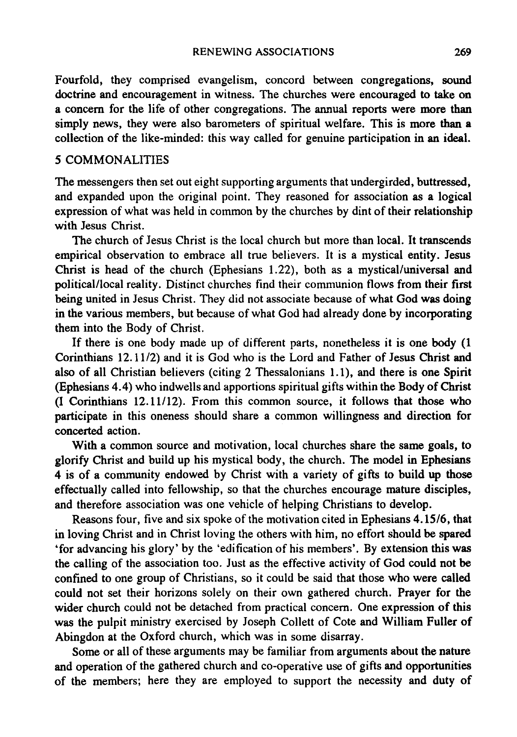Fourfold, they comprised evangelism, concord between congregations, sound doctrine and encouragement in witness. The churches were encouraged to take on a concern for the life of other congregations. The annual reports were more than simply news, they were also barometers of spiritual welfare. This is more than a collection of the like-minded: this way called for genuine participation in an ideal.

## 5 COMMONALITIES

The messengers then set out eight supporting arguments that undergirded, buttressed, and expanded upon the original point. They reasoned for association as a logical expression of what was held in common by the churches by dint of their relationship with Jesus Christ.

The church of Jesus Christ is the local church but more than local. It transcends empirical observation to embrace all true believers. It is a mystical entity. Jesus Christ is head of the church (Ephesians 1.22), both as a mystical/universal and political/local reality. Distinct churches find their communion flows from their first being united in Jesus Christ. They did not associate because of what God was doing in the various members, but because of what God had already done by incorporating them into the Body of Christ.

If there is one body made up of different parts, nonetheless it is one body (1 Corinthians 12.11/2) and it is God who is the Lord and Father of Jesus Christ and also of all Christian believers (citing 2 Thessalonians 1.1), and there is one Spirit (Ephesians 4.4) who indwells and apportions spiritual gifts within the Body of Christ (I Corinthians 12.11/12). From this common source, it follows that those who participate in this oneness should share a common willingness and direction for concerted action.

With a common source and motivation, local churches share the same goals, to glorify Christ and build up his mystical body, the church. The model in Ephesians 4 is of a community endowed by Christ with a variety of gifts to build up those effectually called into fellowship, so that the churches encourage mature disciples, and therefore association was one vehicle of helping Christians to develop.

Reasons four, five and six spoke of the motivation cited in Ephesians 4.15/6, that in loving Christ and in Christ loving the others with him, no effort should be spared 'for advancing his glory' by the 'edification of his members'. By extension this was the calling of the association too. Just as the effective activity of God could not be confined to one group of Christians, so it could be said that those who were called could not set their horizons solely on their own gathered church. Prayer for the wider church could not be detached from practical concern. One expression of this was the pulpit ministry exercised by Joseph Collett of Cote and William Fuller of Abingdon at the Oxford church, which was in some disarray.

Some or all of these arguments may be familiar from arguments about the nature and operation of the gathered church and co-operative use of gifts and opportunities of the members; here they are employed to support the necessity and duty of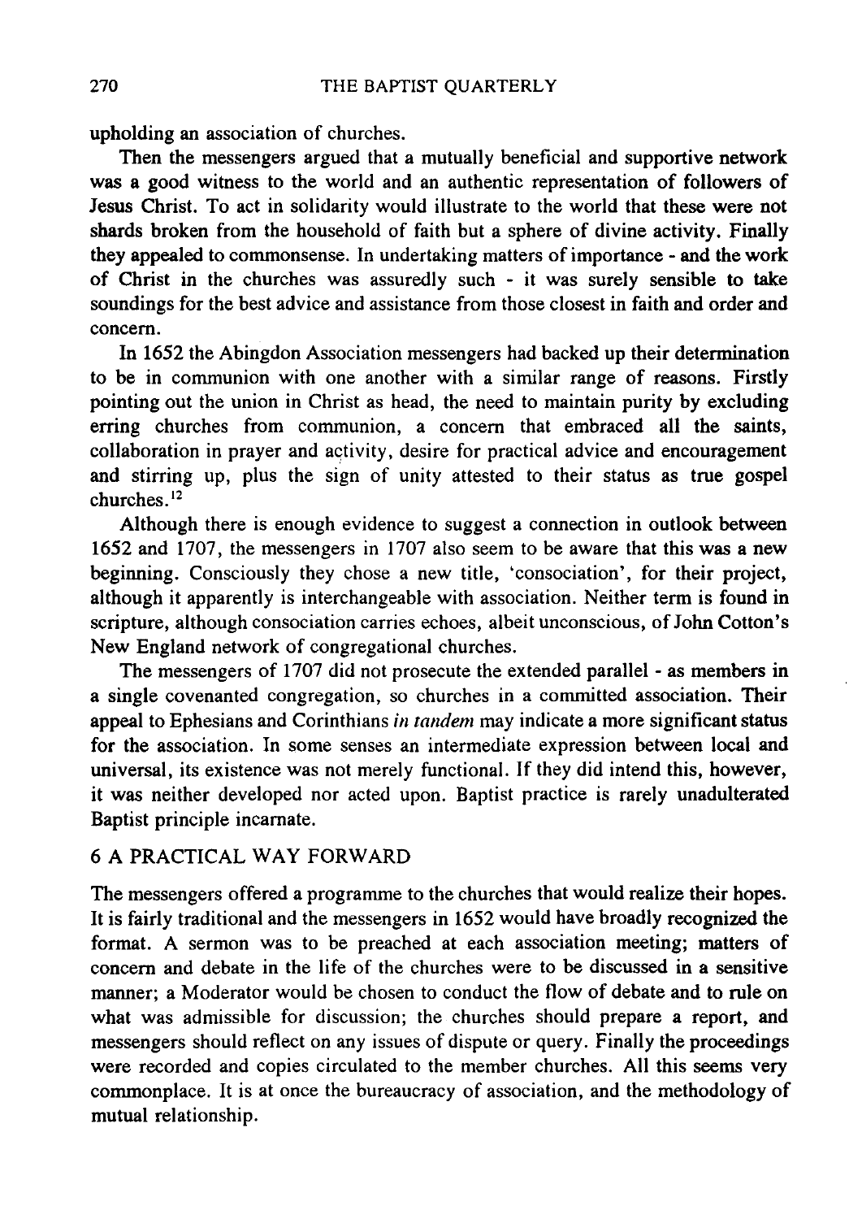upholding an association of churches.

Then the messengers argued that a mutually beneficial and supportive network was a good witness to the world and an authentic representation of followers of Jesus Christ. To act in solidarity would illustrate to the world that these were not shards broken from the household of faith but a sphere of divine activity. Finally they appealed to commonsense. In undertaking matters of importance - and the work of Christ in the churches was assuredly such - it was surely sensible to take soundings for the best advice and assistance from those closest in faith and order and concern.

In 1652 the Abingdon Association messengers had backed up their determination to be in communion with one another with a similar range of reasons. Firstly pointing out the union in Christ as head, the need to maintain purity by excluding erring churches from communion, a concern that embraced all the saints, collaboration in prayer and activity, desire for practical advice and encouragement and stirring up, plus the sign of unity attested to their status as true gospel churches.[12]

Although there is enough evidence to suggest a connection in outlook between 1652 and 1707, the messengers in 1707 also seem to be aware that this was a new beginning. Consciously they chose a new title, 'consociation', for their project, although it apparently is interchangeable with association. Neither term is found in scripture, although consociation carries echoes, albeit unconscious, of John Cotton's New England network of congregational churches.

The messengers of 1707 did not prosecute the extended parallel - as members in a single covenanted congregation, so churches in a committed association. Their appeal to Ephesians and Corinthians *in tandem* may indicate a more significant status for the association. In some senses an intermediate expression between local and universal, its existence was not merely functional. If they did intend this, however, it was neither developed nor acted upon. Baptist practice is rarely unadulterated Baptist principle incarnate.

## 6 A PRACTICAL WAY FORWARD

The messengers offered a programme to the churches that would realize their hopes. It is fairly traditional and the messengers in 1652 would have broadly recognized the format. A sermon was to be preached at each association meeting; matters of concern and debate in the life of the churches were to be discussed in a sensitive manner; a Moderator would be chosen to conduct the flow of debate and to rule on what was admissible for discussion; the churches should prepare a report, and messengers should reflect on any issues of dispute or query. Finally the proceedings were recorded and copies circulated to the member churches. All this seems very commonplace. It is at once the bureaucracy of association, and the methodology of mutual relationship.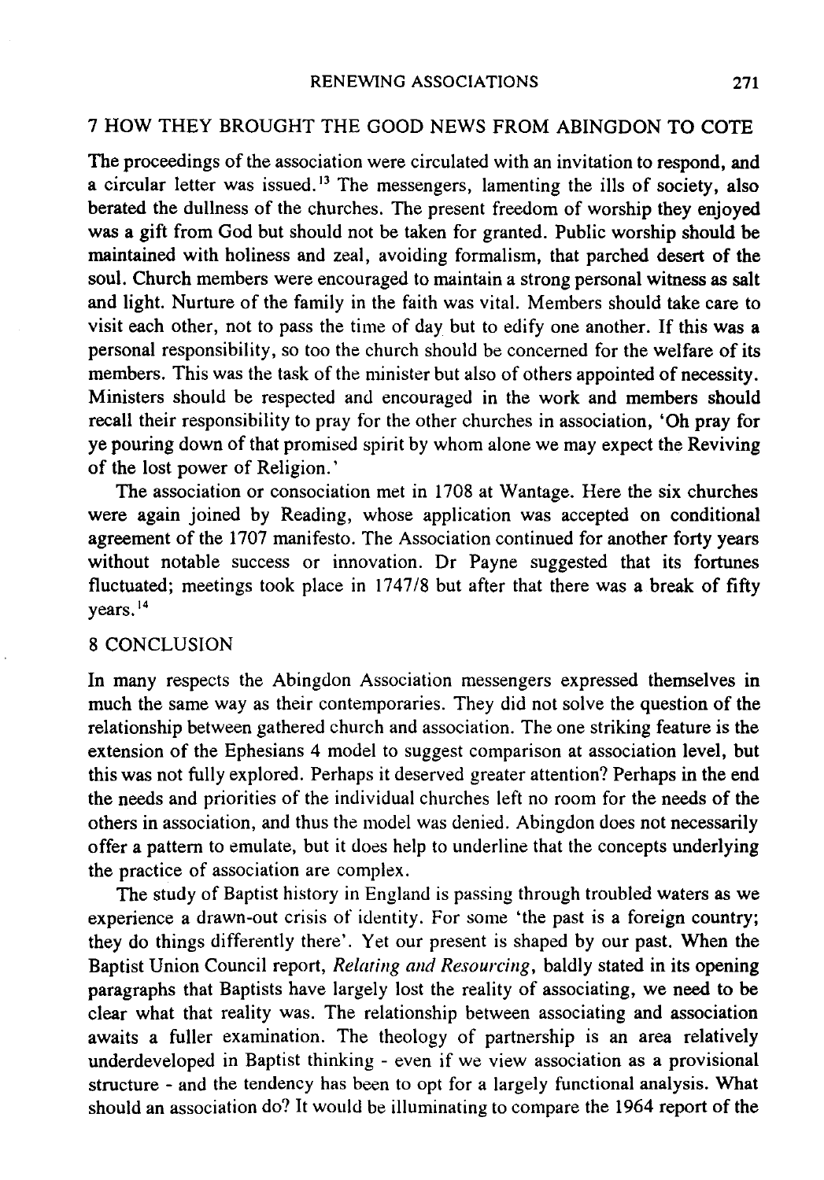## 7 HOW THEY BROUGHT THE GOOD NEWS FROM ABINGDON TO COTE

The proceedings of the association were circulated with an invitation to respond, and a circular letter was issued.[13] The messengers, lamenting the ills of society, also berated the dullness of the churches. The present freedom of worship they enjoyed was a gift from God but should not be taken for granted. Public worship should be maintained with holiness and zeal, avoiding formalism, that parched desert of the soul. Church members were encouraged to maintain a strong personal witness as salt and light. Nurture of the family in the faith was vital. Members should take care to visit each other, not to pass the time of day but to edify one another. If this was a personal responsibility, so too the church should be concerned for the welfare of its members. This was the task of the minister but also of others appointed of necessity. Ministers should be respected and encouraged in the work and members should recall their responsibility to pray for the other churches in association, 'Oh pray for ye pouring down of that promised spirit by whom alone we may expect the Reviving of the lost power of Religion.'

The association or consociation met in 1708 at Wantage. Here the six churches were again joined by Reading, whose application was accepted on conditional agreement of the 1707 manifesto. The Association continued for another forty years without notable success or innovation. Dr Payne suggested that its fortunes fluctuated; meetings took place in 1747/8 but after that there was a break of fifty years.[14]

## 8 CONCLUSION

In many respects the Abingdon Association messengers expressed themselves in much the same way as their contemporaries. They did not solve the question of the relationship between gathered church and association. The one striking feature is the extension of the Ephesians 4 model to suggest comparison at association level, but this was not fully explored. Perhaps it deserved greater attention? Perhaps in the end the needs and priorities of the individual churches left no room for the needs of the others in association, and thus the model was denied. Abingdon does not necessarily offer a pattern to emulate, but it does help to underline that the concepts underlying the practice of association are complex.

The study of Baptist history in England is passing through troubled waters as we experience a drawn-out crisis of identity. For some 'the past is a foreign country; they do things differently there'. Yet our present is shaped by our past. When the Baptist Union Council report, *Relating and Resourcing*, baldly stated in its opening paragraphs that Baptists have largely lost the reality of associating, we need to be clear what that reality was. The relationship between associating and association awaits a fuller examination. The theology of partnership is an area relatively underdeveloped in Baptist thinking - even if we view association as a provisional structure - and the tendency has been to opt for a largely functional analysis. What should an association do? It would be illuminating to compare the 1964 report of the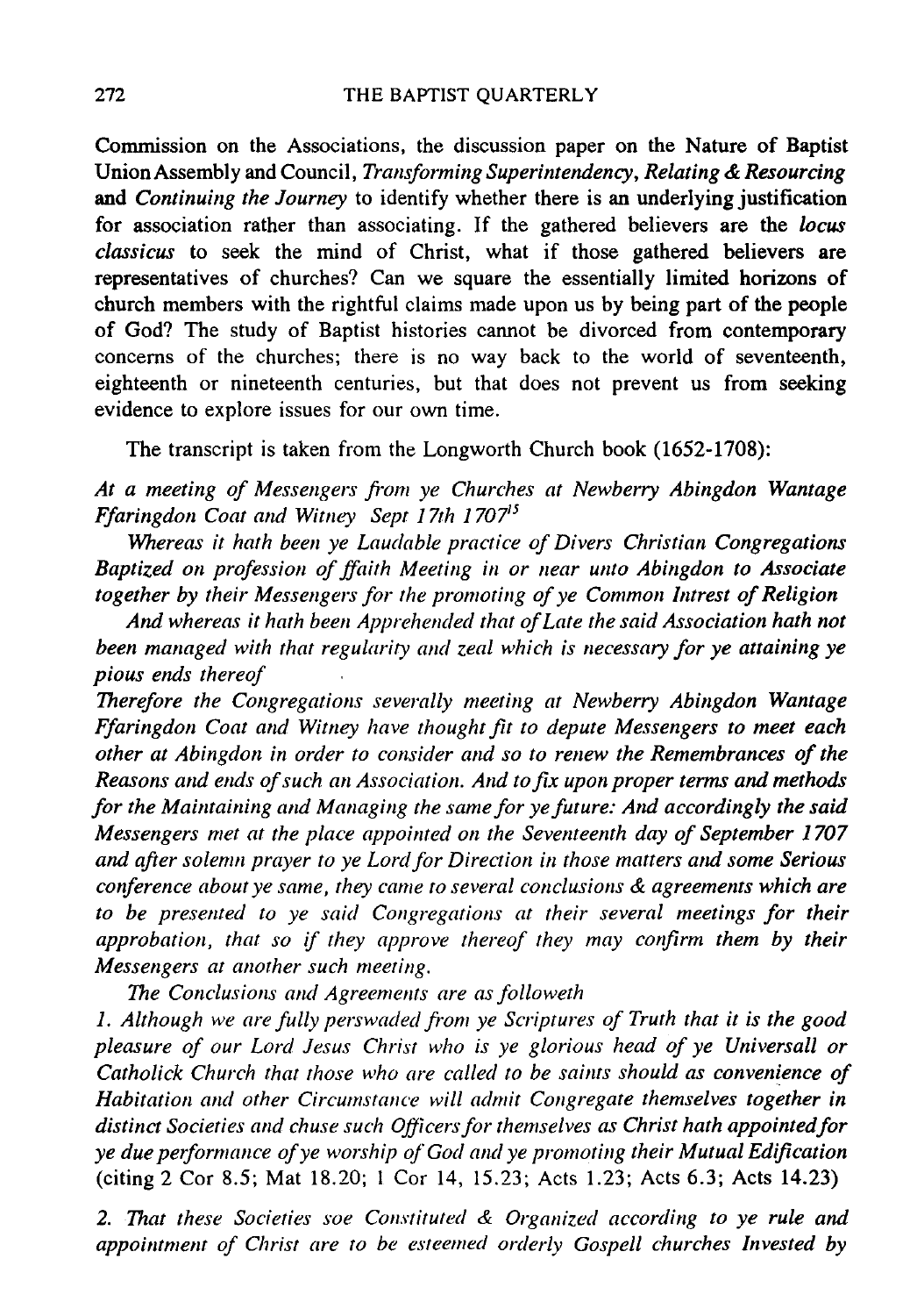Commission on the Associations, the discussion paper on the Nature of Baptist Union Assembly and Council, *Transforming Superintendency, Relating & Resourcing* and *Continuing the Journey* to identify whether there is an underlying justification for association rather than associating. If the gathered believers are the *locus classicus* to seek the mind of Christ, what if those gathered believers are representatives of churches? Can we square the essentially limited horizons of church members with the rightful claims made upon us by being part of the people of God? The study of Baptist histories cannot be divorced from contemporary concerns of the churches; there is no way back to the world of seventeenth, eighteenth or nineteenth centuries, but that does not prevent us from seeking evidence to explore issues for our own time.

The transcript is taken from the Longworth Church book (1652-1708):

*At a meeting of Messengers from ye Churches at Newberry Abingdon Wantage Ffaringdon Coat and Witney Sept 17th 1707*[15]

*Whereas it hath been ye Laudable practice of Divers Christian Congregations Baptized on profession of ffaith Meeting in or near unto Abingdon to Associate together by their Messengers for the promoting of ye Common Intrest of Religion*

*And whereas it hath been Apprehended that of Late the said Association hath not been managed with that regularity and zeal which is necessary for ye attaining ye pious ends thereof*

*Therefore the Congregations severally meeting at Newberry Abingdon Wantage Ffaringdon Coat and Witney have thought fit to depute Messengers to meet each other at Abingdon in order to consider and so to renew the Remembrances of the Reasons and ends of such an Association. And to fix upon proper terms and methods for the Maintaining and Managing the same for ye future: And accordingly the said Messengers met at the place appointed on the Seventeenth day of September 1707 and after solemn prayer to ye Lord for Direction in those matters and some Serious conference about ye same, they came to several conclusions & agreements which are to be presented to ye said Congregations at their several meetings for their approbation, that so if they approve thereof they may confirm them by their Messengers at another such meeting.*

*The Conclusions and Agreements are as followeth*

*1. Although we are fully perswaded from ye Scriptures of Truth that it is the good pleasure of our Lord Jesus Christ who is ye glorious head of ye Universall or Catholick Church that those who are called to be saints should as convenience of Habitation and other Circumstance will admit Congregate themselves together in distinct Societies and chuse such Officers for themselves as Christ hath appointed for ye due performance of ye worship of God and ye promoting their Mutual Edification* (citing 2 Cor 8.5; Mat 18.20; 1 Cor 14, 15.23; Acts 1.23; Acts 6.3; Acts 14.23)

*2. That these Societies soe Constituted & Organized according to ye rule and appointment of Christ are to be esteemed orderly Gospell churches Invested by*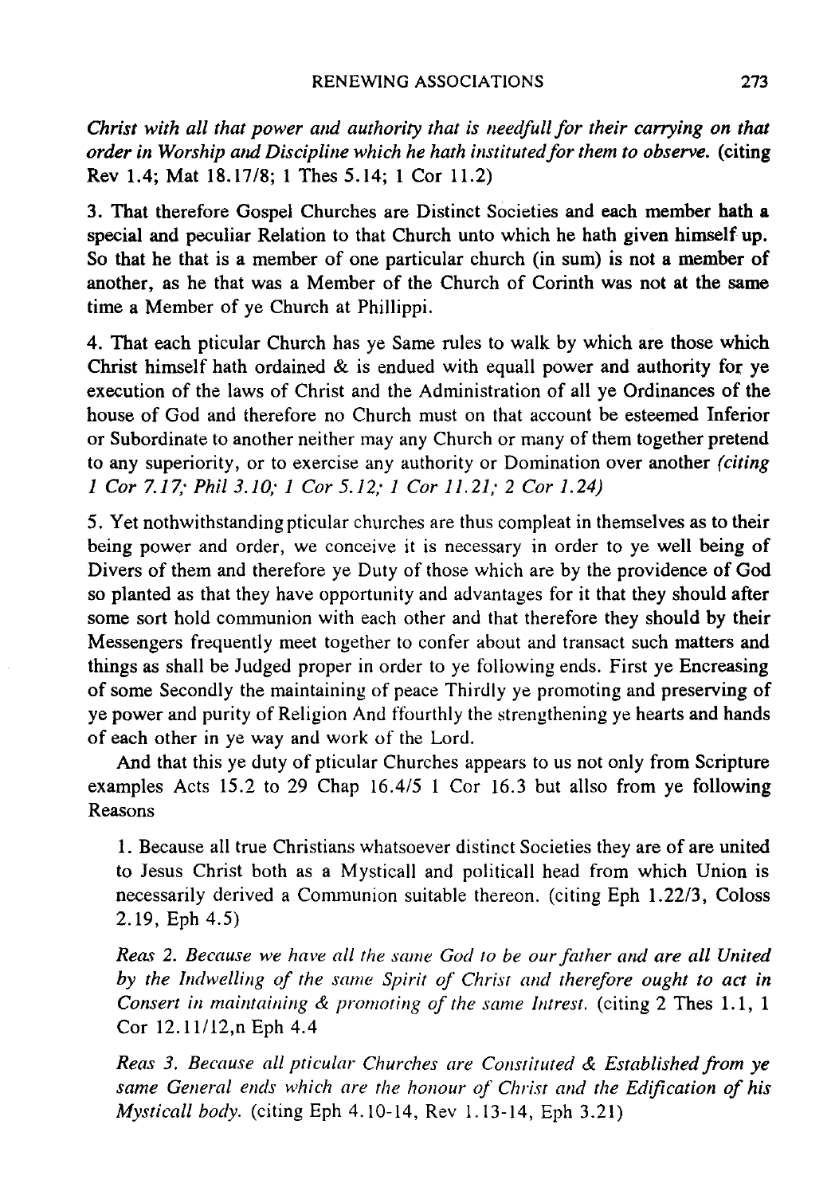*Christ with all that power and authority that is needfull for their carrying on that order in Worship and Discipline which he hath instituted for them to observe.* (citing Rev 1.4; Mat 18.17/8; 1 Thes 5.14; 1 Cor 11.2)

3. That therefore Gospel Churches are Distinct Societies and each member hath a special and peculiar Relation to that Church unto which he hath given himself up. So that he that is a member of one particular church (in sum) is not a member of another, as he that was a Member of the Church of Corinth was not at the same time a Member of ye Church at Phillippi.

4. That each pticular Church has ye Same rules to walk by which are those which Christ himself hath ordained & is endued with equall power and authority for ye execution of the laws of Christ and the Administration of all ye Ordinances of the house of God and therefore no Church must on that account be esteemed Inferior or Subordinate to another neither may any Church or many of them together pretend to any superiority, or to exercise any authority or Domination over another *(citing 1 Cor 7.17; Phil 3.10; 1 Cor 5.12; 1 Cor 11.21; 2 Cor 1.24)*

5. Yet nothwithstanding pticular churches are thus compleat in themselves as to their being power and order, we conceive it is necessary in order to ye well being of Divers of them and therefore ye Duty of those which are by the providence of God so planted as that they have opportunity and advantages for it that they should after some sort hold communion with each other and that therefore they should by their Messengers frequently meet together to confer about and transact such matters and things as shall be Judged proper in order to ye following ends. First ye Encreasing of some Secondly the maintaining of peace Thirdly ye promoting and preserving of ye power and purity of Religion And ffourthly the strengthening ye hearts and hands of each other in ye way and work of the Lord.

And that this ye duty of pticular Churches appears to us not only from Scripture examples Acts 15.2 to 29 Chap 16.4/5 1 Cor 16.3 but allso from ye following Reasons

1. Because all true Christians whatsoever distinct Societies they are of are united to Jesus Christ both as a Mysticall and politicall head from which Union is necessarily derived a Communion suitable thereon. (citing Eph 1.22/3, Coloss 2.19, Eph 4.5)

*Reas 2. Because we have all the same God to be our father and are all United by the Indwelling of the same Spirit of Christ and therefore ought to act in Consert in maintaining & promoting of the same Intrest.* (citing 2 Thes 1.1, 1 Cor 12.11/12,n Eph 4.4

*Reas 3. Because all pticular Churches are Constituted & Established from ye same General ends which are the honour of Christ and the Edification of his Mysticall body.* (citing Eph 4.10-14, Rev 1.13-14, Eph 3.21)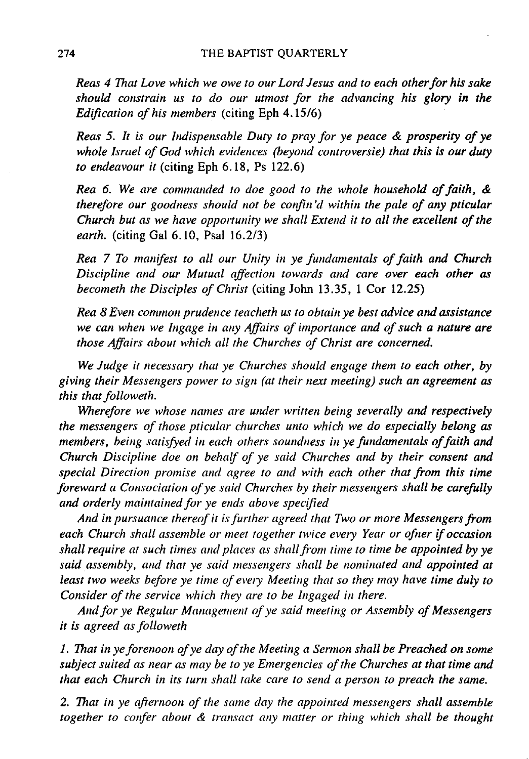*Reas 4 That Love which we owe to our Lord Jesus and to each other for his sake should constrain us to do our utmost for the advancing his glory in the Edification of his members* (citing Eph 4.15/6)

*Reas 5. It is our Indispensable Duty to pray for ye peace & prosperity of ye whole Israel of God which evidences (beyond controversie) that this is our duty to endeavour it* (citing Eph 6.18, Ps 122.6)

*Rea 6. We are commanded to doe good to the whole household of faith, & therefore our goodness should not be confin'd within the pale of any pticular Church but as we have opportunity we shall Extend it to all the excellent of the earth.* (citing Gal 6.10, Psal 16.2/3)

*Rea 7 To manifest to all our Unity in ye fundamentals of faith and Church Discipline and our Mutual affection towards and care over each other as becometh the Disciples of Christ* (citing John 13.35, 1 Cor 12.25)

*Rea 8 Even common prudence teacheth us to obtain ye best advice and assistance we can when we Ingage in any Affairs of importance and of such a nature are those Affairs about which all the Churches of Christ are concerned.*

*We Judge it necessary that ye Churches should engage them to each other, by giving their Messengers power to sign (at their next meeting) such an agreement as this that followeth.*

*Wherefore we whose names are under written being severally and respectively the messengers of those pticular churches unto which we do especially belong as members, being satisfyed in each others soundness in ye fundamentals of faith and Church Discipline doe on behalf of ye said Churches and by their consent and special Direction promise and agree to and with each other that from this time foreward a Consociation of ye said Churches by their messengers shall be carefully and orderly maintained for ye ends above specified*

*And in pursuance thereof it is further agreed that Two or more Messengers from each Church shall assemble or meet together twice every Year or ofner if occasion shall require at such times and places as shall from time to time be appointed by ye said assembly, and that ye said messengers shall be nominated and appointed at least two weeks before ye time of every Meeting that so they may have time duly to Consider of the service which they are to be Ingaged in there.*

*And for ye Regular Management of ye said meeting or Assembly of Messengers it is agreed as followeth*

*1. That in ye forenoon of ye day of the Meeting a Sermon shall be Preached on some subject suited as near as may be to ye Emergencies of the Churches at that time and that each Church in its turn shall take care to send a person to preach the same.*

*2. That in ye afternoon of the same day the appointed messengers shall assemble together to confer about & transact any matter or thing which shall be thought*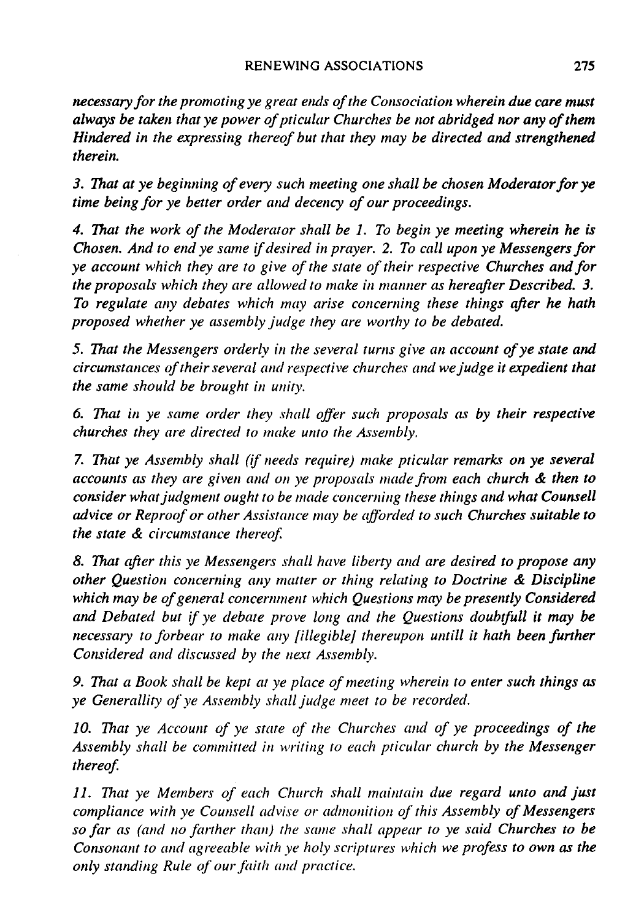*necessary for the promoting ye great ends of the Consociation wherein due care must always be taken that ye power of pticular Churches be not abridged nor any of them Hindered in the expressing thereof but that they may be directed and strengthened therein.*

*3. That at ye beginning of every such meeting one shall be chosen Moderator for ye time being for ye better order and decency of our proceedings.*

*4. That the work of the Moderator shall be 1. To begin ye meeting wherein he is Chosen. And to end ye same if desired in prayer. 2. To call upon ye Messengers for ye account which they are to give of the state of their respective Churches and for the proposals which they are allowed to make in manner as hereafter Described. 3. To regulate any debates which may arise concerning these things after he hath proposed whether ye assembly judge they are worthy to be debated.*

*5. That the Messengers orderly in the several turns give an account of ye state and circumstances of their several and respective churches and we judge it expedient that the same should be brought in unity.*

*6. That in ye same order they shall offer such proposals as by their respective churches they are directed to make unto the Assembly.*

*7. That ye Assembly shall (if needs require) make pticular remarks on ye several accounts as they are given and on ye proposals made from each church & then to consider what judgment ought to be made concerning these things and what Counsell advice or Reproof or other Assistance may be afforded to such Churches suitable to the state & circumstance thereof.*

*8. That after this ye Messengers shall have liberty and are desired to propose any other Question concerning any matter or thing relating to Doctrine & Discipline which may be of general concernment which Questions may be presently Considered and Debated but if ye debate prove long and the Questions doubtfull it may be necessary to forbear to make any [illegible] thereupon untill it hath been further Considered and discussed by the next Assembly.*

*9. That a Book shall be kept at ye place of meeting wherein to enter such things as ye Generallity of ye Assembly shall judge meet to be recorded.*

*10. That ye Account of ye state of the Churches and of ye proceedings of the Assembly shall be committed in writing to each pticular church by the Messenger thereof.*

*11. That ye Members of each Church shall maintain due regard unto and just compliance with ye Counsell advise or admonition of this Assembly of Messengers so far as (and no farther than) the same shall appear to ye said Churches to be Consonant to and agreeable with ye holy scriptures which we profess to own as the only standing Rule of our faith and practice.*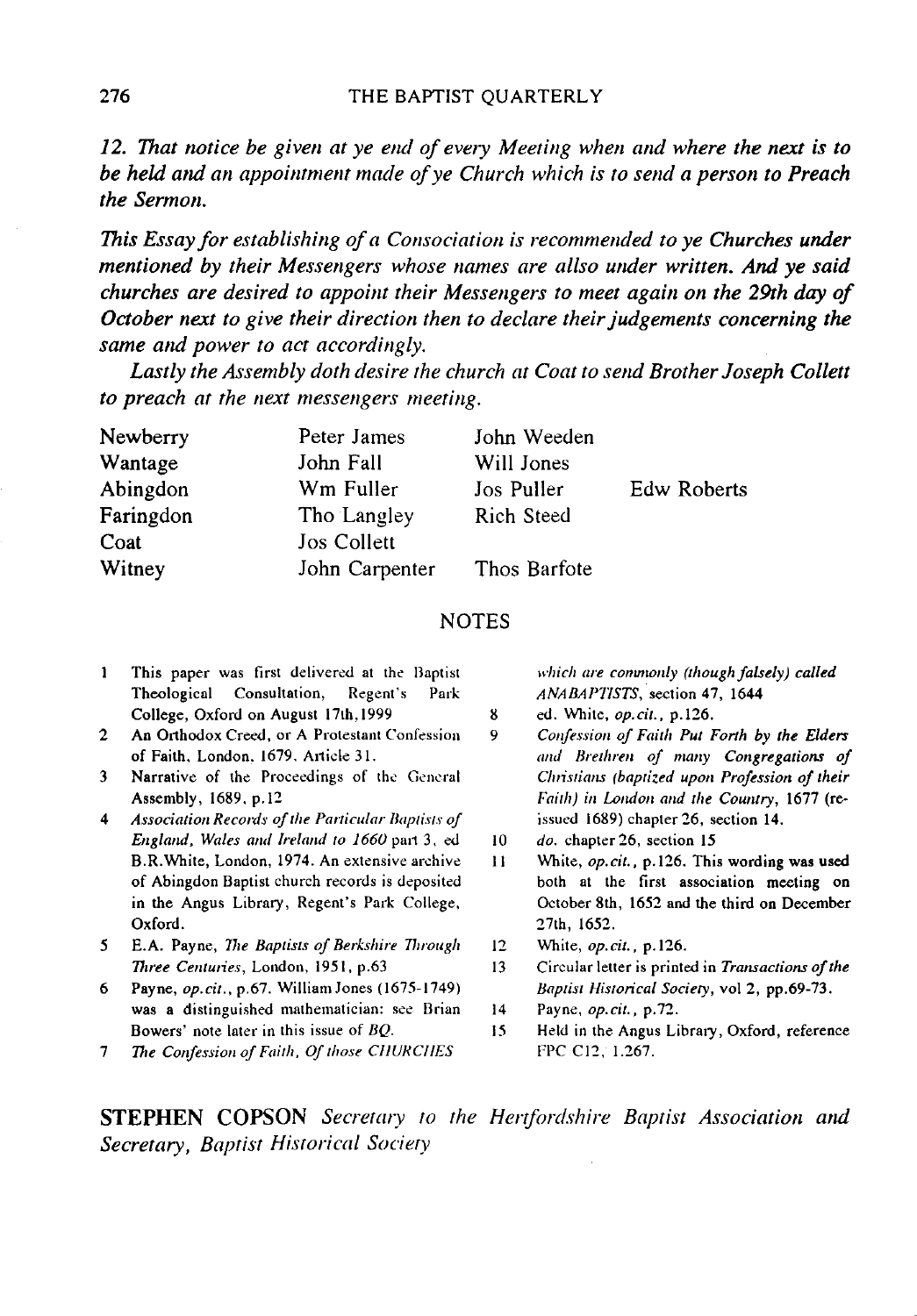*12. That notice be given at ye end of every Meeting when and where the next is to be held and an appointment made of ye Church which is to send a person to Preach the Sermon.*

*This Essay for establishing of a Consociation is recommended to ye Churches under mentioned by their Messengers whose names are allso under written. And ye said churches are desired to appoint their Messengers to meet again on the 29th day of October next to give their direction then to declare their judgements concerning the same and power to act accordingly.*

*Lastly the Assembly doth desire the church at Coat to send Brother Joseph Collett to preach at the next messengers meeting.*

| | | | |
|---|---|---|---|
| Newberry | Peter James | John Weeden | |
| Wantage | John Fall | Will Jones | |
| Abingdon | Wm Fuller | Jos Puller | Edw Roberts |
| Faringdon | Tho Langley | Rich Steed | |
| Coat | Jos Collett | | |
| Witney | John Carpenter | Thos Barfote | |

## NOTES

1. This paper was first delivered at the Baptist Theological Consultation, Regent's Park College, Oxford on August 17th, 1999
2. An Orthodox Creed, or A Protestant Confession of Faith, London, 1679, Article 31.
3. Narrative of the Proceedings of the General Assembly, 1689, p.12
4. *Association Records of the Particular Baptists of England, Wales and Ireland to 1660* part 3, ed B.R.White, London, 1974. An extensive archive of Abingdon Baptist church records is deposited in the Angus Library, Regent's Park College, Oxford.
5. E.A. Payne, *The Baptists of Berkshire Through Three Centuries*, London, 1951, p.63
6. Payne, *op.cit.*, p.67. William Jones (1675-1749) was a distinguished mathematician: see Brian Bowers' note later in this issue of *BQ*.
7. *The Confession of Faith, Of those CHURCHES which are commonly (though falsely) called ANABAPTISTS*, section 47, 1644
8. ed. White, *op.cit.*, p.126.
9. *Confession of Faith Put Forth by the Elders and Brethren of many Congregations of Christians (baptized upon Profession of their Faith) in London and the Country*, 1677 (re-issued 1689) chapter 26, section 14.
10. *do.* chapter 26, section 15
11. White, *op.cit.*, p.126. This wording was used both at the first association meeting on October 8th, 1652 and the third on December 27th, 1652.
12. White, *op.cit.*, p.126.
13. Circular letter is printed in *Transactions of the Baptist Historical Society*, vol 2, pp.69-73.
14. Payne, *op.cit.*, p.72.
15. Held in the Angus Library, Oxford, reference FPC C12, 1.267.

**STEPHEN COPSON** *Secretary to the Hertfordshire Baptist Association and Secretary, Baptist Historical Society*